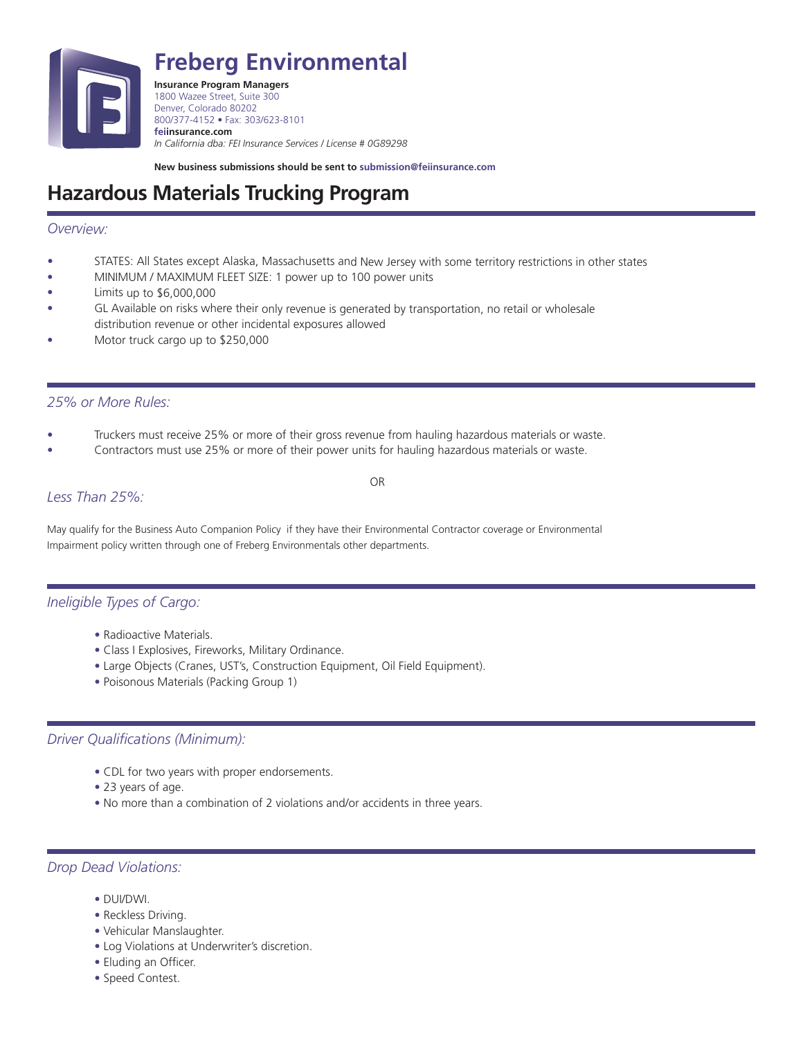# Freberg Environmental

**Insurance Program Managers**
1800 Wazee Street, Suite 300
Denver, Colorado 80202
800/377-4152 • Fax: 303/623-8101
**feiinsurance.com**
*In California dba: FEI Insurance Services / License # 0G89298*

**New business submissions should be sent to submission@feiinsurance.com**

# Hazardous Materials Trucking Program

## *Overview:*

- STATES: All States except Alaska, Massachusetts and New Jersey with some territory restrictions in other states
- MINIMUM / MAXIMUM FLEET SIZE: 1 power up to 100 power units
- Limits up to $6,000,000
- GL Available on risks where their only revenue is generated by transportation, no retail or wholesale distribution revenue or other incidental exposures allowed
- Motor truck cargo up to $250,000

## *25% or More Rules:*

- Truckers must receive 25% or more of their gross revenue from hauling hazardous materials or waste.
- Contractors must use 25% or more of their power units for hauling hazardous materials or waste.

OR

## *Less Than 25%:*

May qualify for the Business Auto Companion Policy if they have their Environmental Contractor coverage or Environmental Impairment policy written through one of Freberg Environmentals other departments.

## *Ineligible Types of Cargo:*

- Radioactive Materials.
- Class I Explosives, Fireworks, Military Ordinance.
- Large Objects (Cranes, UST's, Construction Equipment, Oil Field Equipment).
- Poisonous Materials (Packing Group 1)

## *Driver Qualifications (Minimum):*

- CDL for two years with proper endorsements.
- 23 years of age.
- No more than a combination of 2 violations and/or accidents in three years.

## *Drop Dead Violations:*

- DUI/DWI.
- Reckless Driving.
- Vehicular Manslaughter.
- Log Violations at Underwriter's discretion.
- Eluding an Officer.
- Speed Contest.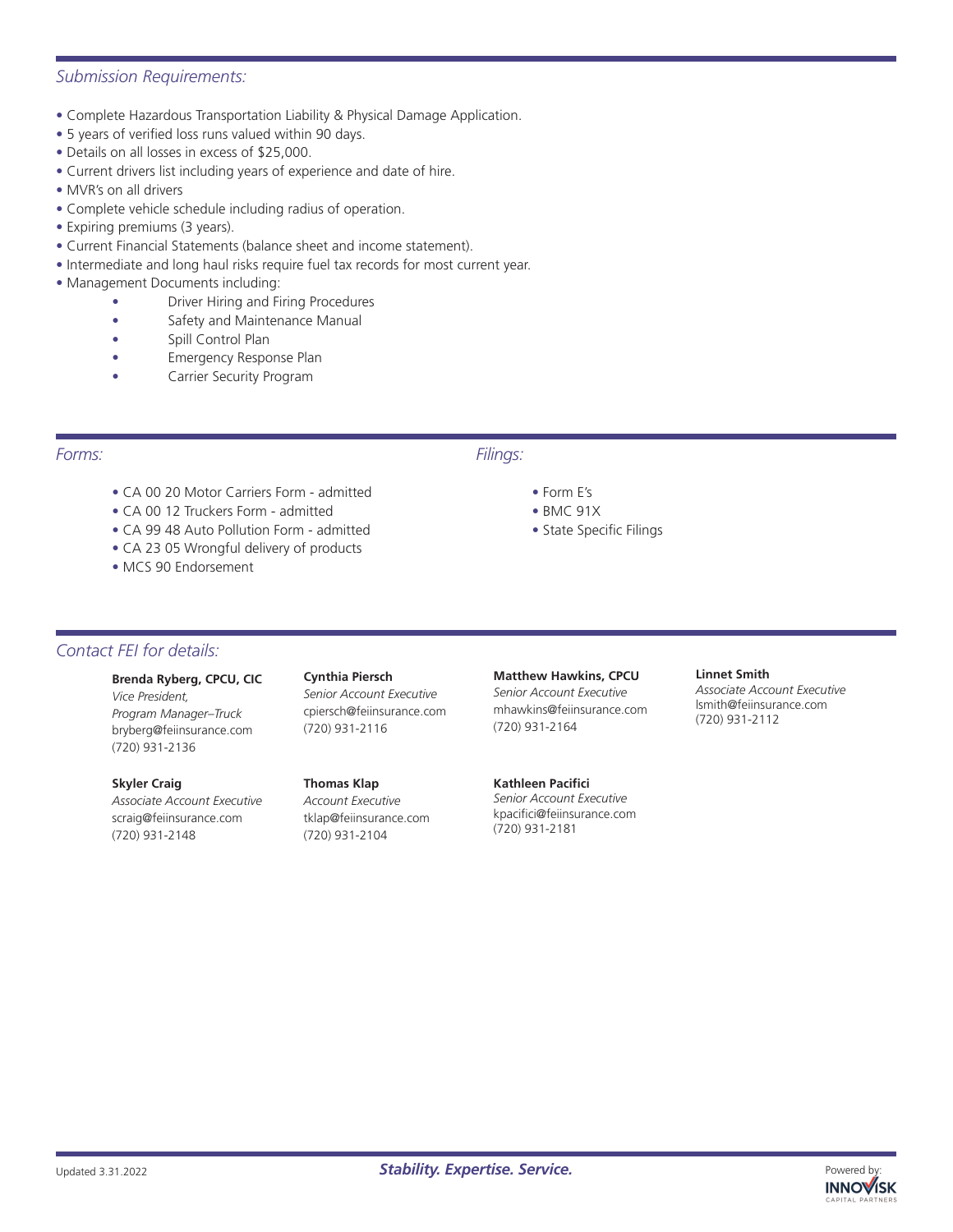## *Submission Requirements:*

- Complete Hazardous Transportation Liability & Physical Damage Application.
- 5 years of verified loss runs valued within 90 days.
- Details on all losses in excess of $25,000.
- Current drivers list including years of experience and date of hire.
- MVR's on all drivers
- Complete vehicle schedule including radius of operation.
- Expiring premiums (3 years).
- Current Financial Statements (balance sheet and income statement).
- Intermediate and long haul risks require fuel tax records for most current year.
- Management Documents including:
    - Driver Hiring and Firing Procedures
    - Safety and Maintenance Manual
    - Spill Control Plan
    - Emergency Response Plan
    - Carrier Security Program

## *Forms:*

- CA 00 20 Motor Carriers Form - admitted
- CA 00 12 Truckers Form - admitted
- CA 99 48 Auto Pollution Form - admitted
- CA 23 05 Wrongful delivery of products
- MCS 90 Endorsement

## *Filings:*

- Form E's
- BMC 91X
- State Specific Filings

## *Contact FEI for details:*

**Brenda Ryberg, CPCU, CIC**
*Vice President,*
*Program Manager–Truck*
bryberg@feiinsurance.com
(720) 931-2136

**Skyler Craig**
*Associate Account Executive*
scraig@feiinsurance.com
(720) 931-2148

**Cynthia Piersch**
*Senior Account Executive*
cpiersch@feiinsurance.com
(720) 931-2116

**Thomas Klap**
*Account Executive*
tklap@feiinsurance.com
(720) 931-2104

**Matthew Hawkins, CPCU**
*Senior Account Executive*
mhawkins@feiinsurance.com
(720) 931-2164

**Kathleen Pacifici**
*Senior Account Executive*
kpacifici@feiinsurance.com
(720) 931-2181

**Linnet Smith**
*Associate Account Executive*
lsmith@feiinsurance.com
(720) 931-2112

Updated 3.31.2022

***Stability. Expertise. Service.***

Powered by: INNOVISK CAPITAL PARTNERS